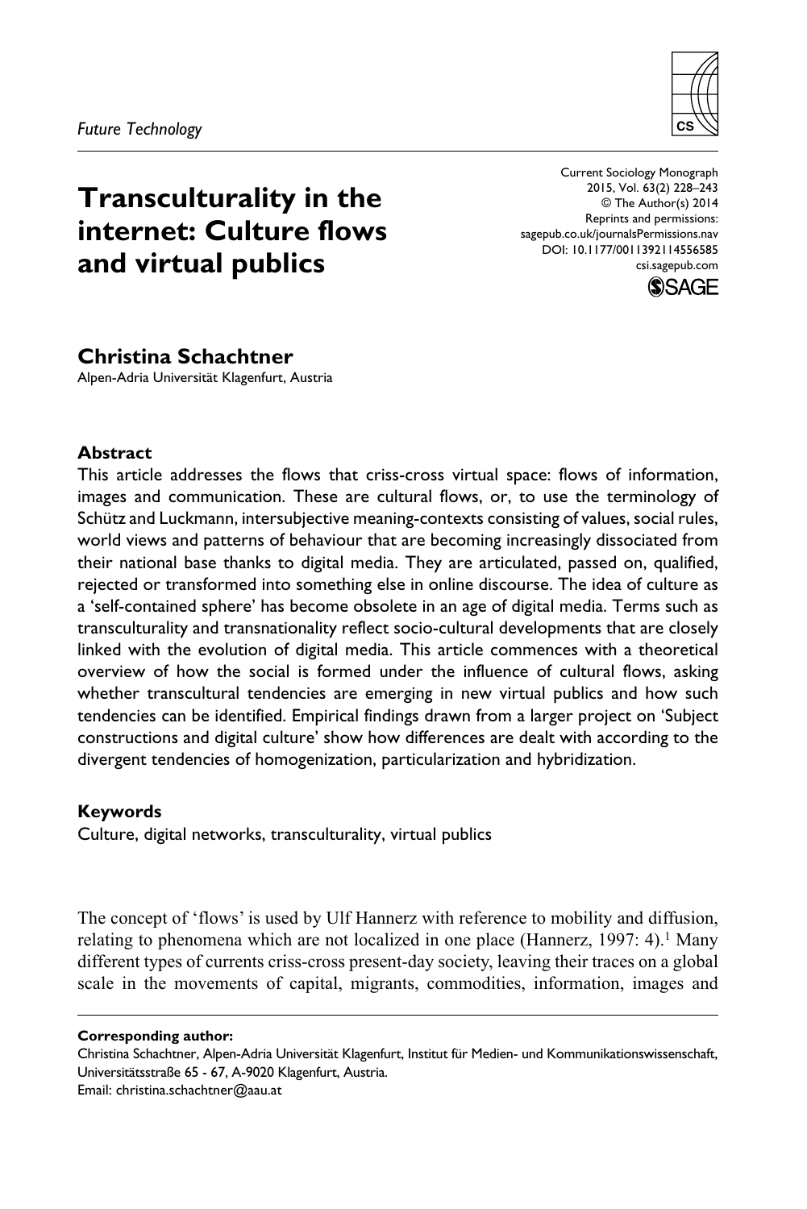*Future Technology*

# Transculturality in the internet: Culture flows and virtual publics

Current Sociology Monograph
2015, Vol. 63(2) 228–243
© The Author(s) 2014
Reprints and permissions:
sagepub.co.uk/journalsPermissions.nav
DOI: 10.1177/0011392114556585
csi.sagepub.com

**Christina Schachtner**
Alpen-Adria Universität Klagenfurt, Austria

### Abstract

This article addresses the flows that criss-cross virtual space: flows of information, images and communication. These are cultural flows, or, to use the terminology of Schütz and Luckmann, intersubjective meaning-contexts consisting of values, social rules, world views and patterns of behaviour that are becoming increasingly dissociated from their national base thanks to digital media. They are articulated, passed on, qualified, rejected or transformed into something else in online discourse. The idea of culture as a 'self-contained sphere' has become obsolete in an age of digital media. Terms such as transculturality and transnationality reflect socio-cultural developments that are closely linked with the evolution of digital media. This article commences with a theoretical overview of how the social is formed under the influence of cultural flows, asking whether transcultural tendencies are emerging in new virtual publics and how such tendencies can be identified. Empirical findings drawn from a larger project on 'Subject constructions and digital culture' show how differences are dealt with according to the divergent tendencies of homogenization, particularization and hybridization.

### Keywords

Culture, digital networks, transculturality, virtual publics

The concept of 'flows' is used by Ulf Hannerz with reference to mobility and diffusion, relating to phenomena which are not localized in one place (Hannerz, 1997: 4).[1] Many different types of currents criss-cross present-day society, leaving their traces on a global scale in the movements of capital, migrants, commodities, information, images and

**Corresponding author:**
Christina Schachtner, Alpen-Adria Universität Klagenfurt, Institut für Medien- und Kommunikationswissenschaft, Universitätsstraße 65 - 67, A-9020 Klagenfurt, Austria.
Email: christina.schachtner@aau.at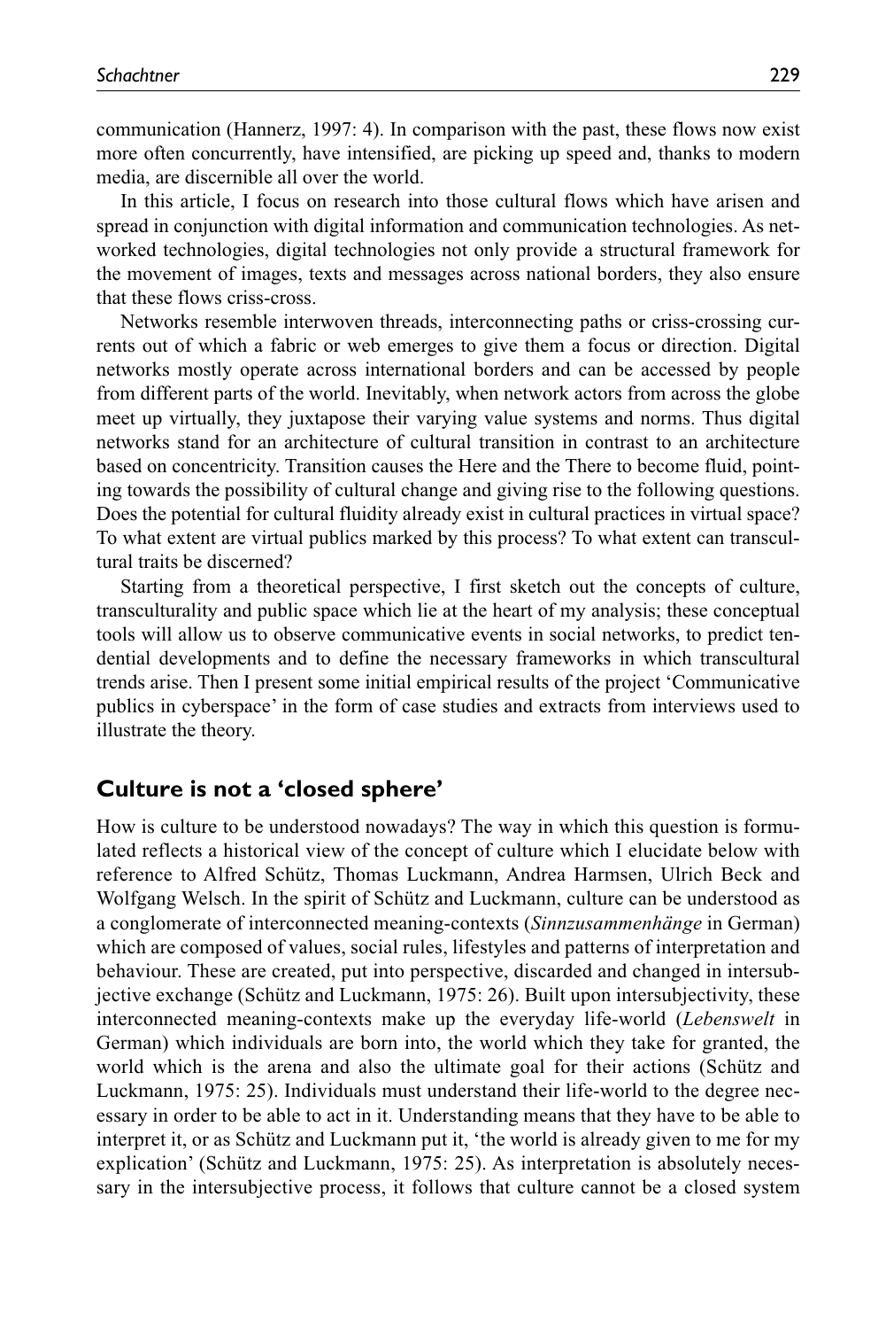communication (Hannerz, 1997: 4). In comparison with the past, these flows now exist more often concurrently, have intensified, are picking up speed and, thanks to modern media, are discernible all over the world.

In this article, I focus on research into those cultural flows which have arisen and spread in conjunction with digital information and communication technologies. As networked technologies, digital technologies not only provide a structural framework for the movement of images, texts and messages across national borders, they also ensure that these flows criss-cross.

Networks resemble interwoven threads, interconnecting paths or criss-crossing currents out of which a fabric or web emerges to give them a focus or direction. Digital networks mostly operate across international borders and can be accessed by people from different parts of the world. Inevitably, when network actors from across the globe meet up virtually, they juxtapose their varying value systems and norms. Thus digital networks stand for an architecture of cultural transition in contrast to an architecture based on concentricity. Transition causes the Here and the There to become fluid, pointing towards the possibility of cultural change and giving rise to the following questions. Does the potential for cultural fluidity already exist in cultural practices in virtual space? To what extent are virtual publics marked by this process? To what extent can transcultural traits be discerned?

Starting from a theoretical perspective, I first sketch out the concepts of culture, transculturality and public space which lie at the heart of my analysis; these conceptual tools will allow us to observe communicative events in social networks, to predict tendential developments and to define the necessary frameworks in which transcultural trends arise. Then I present some initial empirical results of the project 'Communicative publics in cyberspace' in the form of case studies and extracts from interviews used to illustrate the theory.

## Culture is not a 'closed sphere'

How is culture to be understood nowadays? The way in which this question is formulated reflects a historical view of the concept of culture which I elucidate below with reference to Alfred Schütz, Thomas Luckmann, Andrea Harmsen, Ulrich Beck and Wolfgang Welsch. In the spirit of Schütz and Luckmann, culture can be understood as a conglomerate of interconnected meaning-contexts (*Sinnzusammenhänge* in German) which are composed of values, social rules, lifestyles and patterns of interpretation and behaviour. These are created, put into perspective, discarded and changed in intersubjective exchange (Schütz and Luckmann, 1975: 26). Built upon intersubjectivity, these interconnected meaning-contexts make up the everyday life-world (*Lebenswelt* in German) which individuals are born into, the world which they take for granted, the world which is the arena and also the ultimate goal for their actions (Schütz and Luckmann, 1975: 25). Individuals must understand their life-world to the degree necessary in order to be able to act in it. Understanding means that they have to be able to interpret it, or as Schütz and Luckmann put it, 'the world is already given to me for my explication' (Schütz and Luckmann, 1975: 25). As interpretation is absolutely necessary in the intersubjective process, it follows that culture cannot be a closed system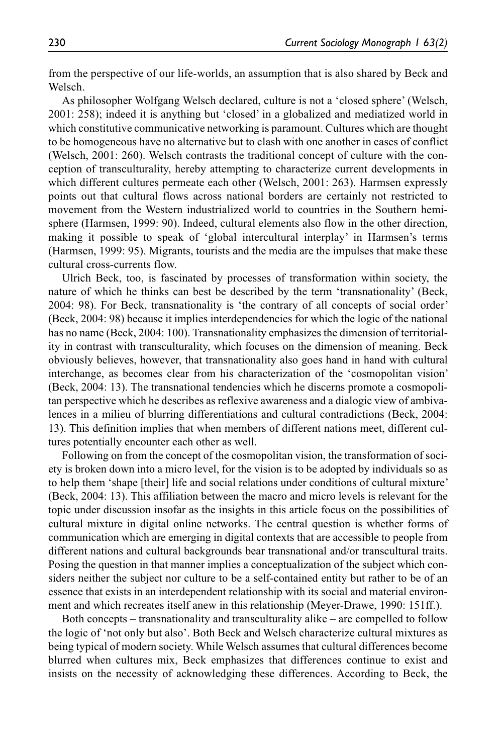from the perspective of our life-worlds, an assumption that is also shared by Beck and Welsch.

As philosopher Wolfgang Welsch declared, culture is not a 'closed sphere' (Welsch, 2001: 258); indeed it is anything but 'closed' in a globalized and mediatized world in which constitutive communicative networking is paramount. Cultures which are thought to be homogeneous have no alternative but to clash with one another in cases of conflict (Welsch, 2001: 260). Welsch contrasts the traditional concept of culture with the conception of transculturality, hereby attempting to characterize current developments in which different cultures permeate each other (Welsch, 2001: 263). Harmsen expressly points out that cultural flows across national borders are certainly not restricted to movement from the Western industrialized world to countries in the Southern hemisphere (Harmsen, 1999: 90). Indeed, cultural elements also flow in the other direction, making it possible to speak of 'global intercultural interplay' in Harmsen's terms (Harmsen, 1999: 95). Migrants, tourists and the media are the impulses that make these cultural cross-currents flow.

Ulrich Beck, too, is fascinated by processes of transformation within society, the nature of which he thinks can best be described by the term 'transnationality' (Beck, 2004: 98). For Beck, transnationality is 'the contrary of all concepts of social order' (Beck, 2004: 98) because it implies interdependencies for which the logic of the national has no name (Beck, 2004: 100). Transnationality emphasizes the dimension of territoriality in contrast with transculturality, which focuses on the dimension of meaning. Beck obviously believes, however, that transnationality also goes hand in hand with cultural interchange, as becomes clear from his characterization of the 'cosmopolitan vision' (Beck, 2004: 13). The transnational tendencies which he discerns promote a cosmopolitan perspective which he describes as reflexive awareness and a dialogic view of ambivalences in a milieu of blurring differentiations and cultural contradictions (Beck, 2004: 13). This definition implies that when members of different nations meet, different cultures potentially encounter each other as well.

Following on from the concept of the cosmopolitan vision, the transformation of society is broken down into a micro level, for the vision is to be adopted by individuals so as to help them 'shape [their] life and social relations under conditions of cultural mixture' (Beck, 2004: 13). This affiliation between the macro and micro levels is relevant for the topic under discussion insofar as the insights in this article focus on the possibilities of cultural mixture in digital online networks. The central question is whether forms of communication which are emerging in digital contexts that are accessible to people from different nations and cultural backgrounds bear transnational and/or transcultural traits. Posing the question in that manner implies a conceptualization of the subject which considers neither the subject nor culture to be a self-contained entity but rather to be of an essence that exists in an interdependent relationship with its social and material environment and which recreates itself anew in this relationship (Meyer-Drawe, 1990: 151ff.).

Both concepts – transnationality and transculturality alike – are compelled to follow the logic of 'not only but also'. Both Beck and Welsch characterize cultural mixtures as being typical of modern society. While Welsch assumes that cultural differences become blurred when cultures mix, Beck emphasizes that differences continue to exist and insists on the necessity of acknowledging these differences. According to Beck, the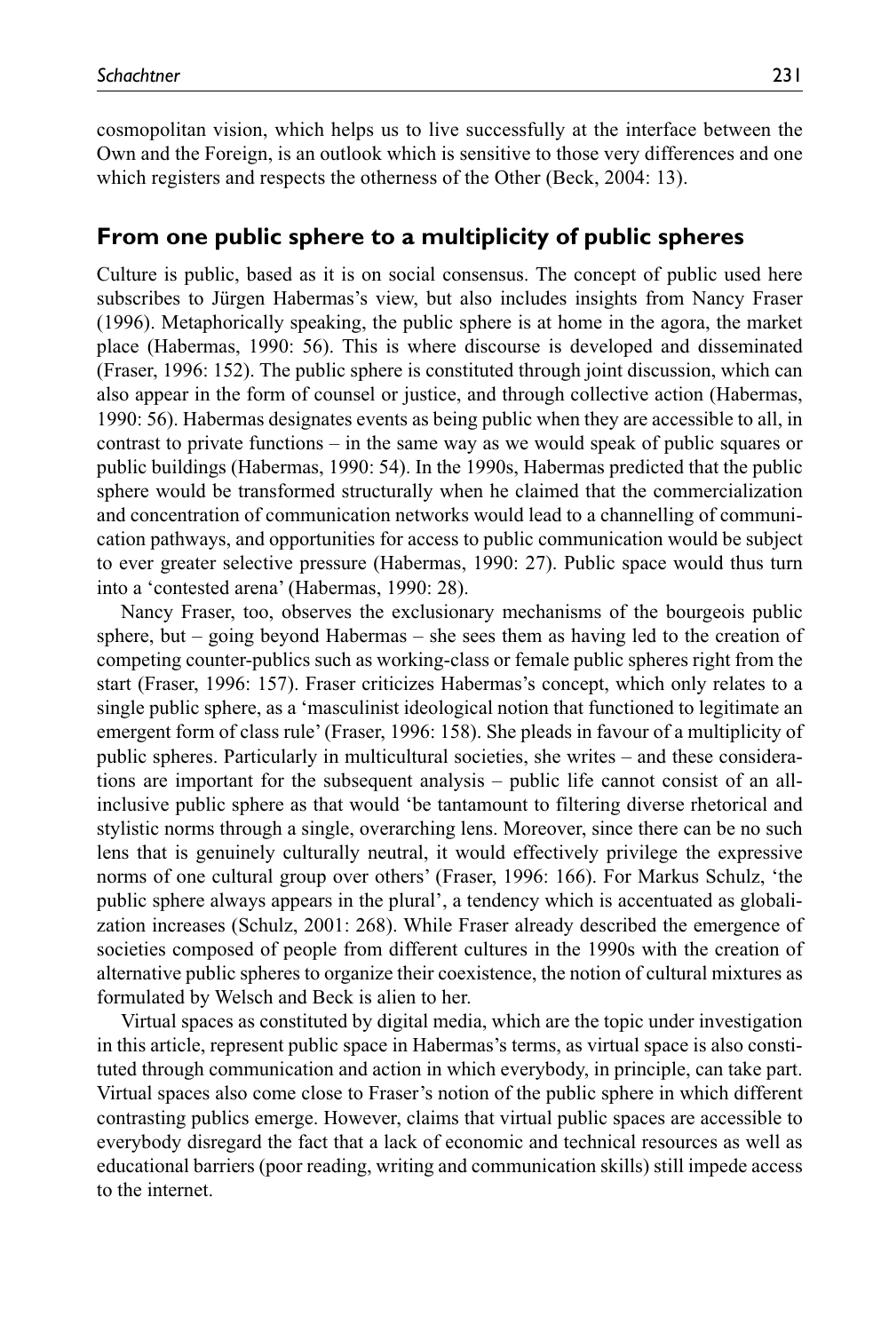cosmopolitan vision, which helps us to live successfully at the interface between the Own and the Foreign, is an outlook which is sensitive to those very differences and one which registers and respects the otherness of the Other (Beck, 2004: 13).

## From one public sphere to a multiplicity of public spheres

Culture is public, based as it is on social consensus. The concept of public used here subscribes to Jürgen Habermas's view, but also includes insights from Nancy Fraser (1996). Metaphorically speaking, the public sphere is at home in the agora, the market place (Habermas, 1990: 56). This is where discourse is developed and disseminated (Fraser, 1996: 152). The public sphere is constituted through joint discussion, which can also appear in the form of counsel or justice, and through collective action (Habermas, 1990: 56). Habermas designates events as being public when they are accessible to all, in contrast to private functions – in the same way as we would speak of public squares or public buildings (Habermas, 1990: 54). In the 1990s, Habermas predicted that the public sphere would be transformed structurally when he claimed that the commercialization and concentration of communication networks would lead to a channelling of communication pathways, and opportunities for access to public communication would be subject to ever greater selective pressure (Habermas, 1990: 27). Public space would thus turn into a 'contested arena' (Habermas, 1990: 28).

Nancy Fraser, too, observes the exclusionary mechanisms of the bourgeois public sphere, but – going beyond Habermas – she sees them as having led to the creation of competing counter-publics such as working-class or female public spheres right from the start (Fraser, 1996: 157). Fraser criticizes Habermas's concept, which only relates to a single public sphere, as a 'masculinist ideological notion that functioned to legitimate an emergent form of class rule' (Fraser, 1996: 158). She pleads in favour of a multiplicity of public spheres. Particularly in multicultural societies, she writes – and these considerations are important for the subsequent analysis – public life cannot consist of an all-inclusive public sphere as that would 'be tantamount to filtering diverse rhetorical and stylistic norms through a single, overarching lens. Moreover, since there can be no such lens that is genuinely culturally neutral, it would effectively privilege the expressive norms of one cultural group over others' (Fraser, 1996: 166). For Markus Schulz, 'the public sphere always appears in the plural', a tendency which is accentuated as globalization increases (Schulz, 2001: 268). While Fraser already described the emergence of societies composed of people from different cultures in the 1990s with the creation of alternative public spheres to organize their coexistence, the notion of cultural mixtures as formulated by Welsch and Beck is alien to her.

Virtual spaces as constituted by digital media, which are the topic under investigation in this article, represent public space in Habermas's terms, as virtual space is also constituted through communication and action in which everybody, in principle, can take part. Virtual spaces also come close to Fraser's notion of the public sphere in which different contrasting publics emerge. However, claims that virtual public spaces are accessible to everybody disregard the fact that a lack of economic and technical resources as well as educational barriers (poor reading, writing and communication skills) still impede access to the internet.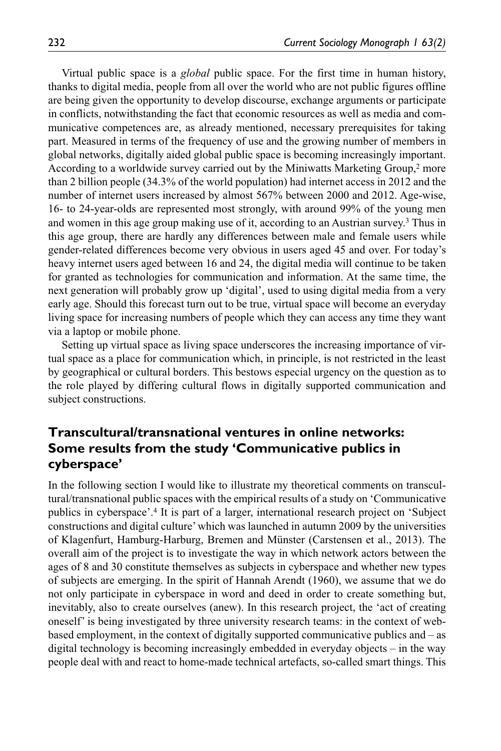Virtual public space is a *global* public space. For the first time in human history, thanks to digital media, people from all over the world who are not public figures offline are being given the opportunity to develop discourse, exchange arguments or participate in conflicts, notwithstanding the fact that economic resources as well as media and communicative competences are, as already mentioned, necessary prerequisites for taking part. Measured in terms of the frequency of use and the growing number of members in global networks, digitally aided global public space is becoming increasingly important. According to a worldwide survey carried out by the Miniwatts Marketing Group,[2] more than 2 billion people (34.3% of the world population) had internet access in 2012 and the number of internet users increased by almost 567% between 2000 and 2012. Age-wise, 16- to 24-year-olds are represented most strongly, with around 99% of the young men and women in this age group making use of it, according to an Austrian survey.[3] Thus in this age group, there are hardly any differences between male and female users while gender-related differences become very obvious in users aged 45 and over. For today's heavy internet users aged between 16 and 24, the digital media will continue to be taken for granted as technologies for communication and information. At the same time, the next generation will probably grow up 'digital', used to using digital media from a very early age. Should this forecast turn out to be true, virtual space will become an everyday living space for increasing numbers of people which they can access any time they want via a laptop or mobile phone.

Setting up virtual space as living space underscores the increasing importance of virtual space as a place for communication which, in principle, is not restricted in the least by geographical or cultural borders. This bestows especial urgency on the question as to the role played by differing cultural flows in digitally supported communication and subject constructions.

## Transcultural/transnational ventures in online networks: Some results from the study 'Communicative publics in cyberspace'

In the following section I would like to illustrate my theoretical comments on transcultural/transnational public spaces with the empirical results of a study on 'Communicative publics in cyberspace'.[4] It is part of a larger, international research project on 'Subject constructions and digital culture' which was launched in autumn 2009 by the universities of Klagenfurt, Hamburg-Harburg, Bremen and Münster (Carstensen et al., 2013). The overall aim of the project is to investigate the way in which network actors between the ages of 8 and 30 constitute themselves as subjects in cyberspace and whether new types of subjects are emerging. In the spirit of Hannah Arendt (1960), we assume that we do not only participate in cyberspace in word and deed in order to create something but, inevitably, also to create ourselves (anew). In this research project, the 'act of creating oneself' is being investigated by three university research teams: in the context of web-based employment, in the context of digitally supported communicative publics and – as digital technology is becoming increasingly embedded in everyday objects – in the way people deal with and react to home-made technical artefacts, so-called smart things. This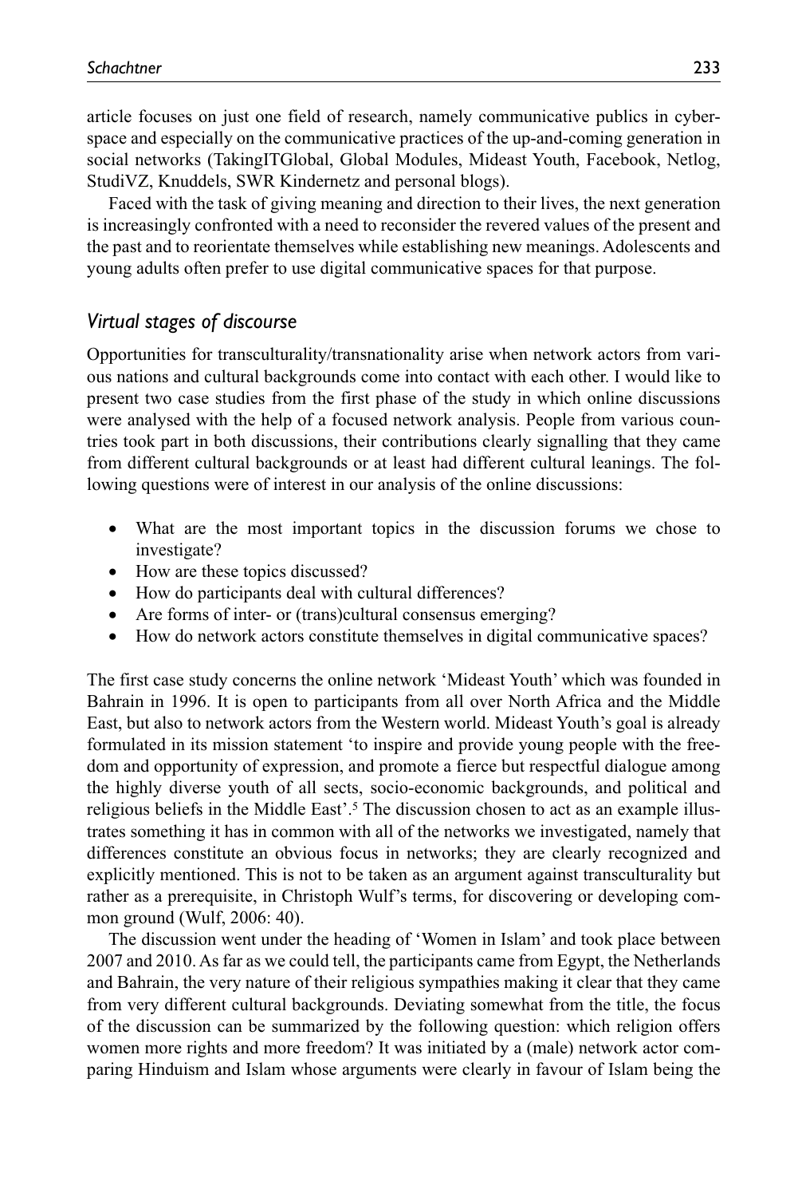article focuses on just one field of research, namely communicative publics in cyberspace and especially on the communicative practices of the up-and-coming generation in social networks (TakingITGlobal, Global Modules, Mideast Youth, Facebook, Netlog, StudiVZ, Knuddels, SWR Kindernetz and personal blogs).

Faced with the task of giving meaning and direction to their lives, the next generation is increasingly confronted with a need to reconsider the revered values of the present and the past and to reorientate themselves while establishing new meanings. Adolescents and young adults often prefer to use digital communicative spaces for that purpose.

## *Virtual stages of discourse*

Opportunities for transculturality/transnationality arise when network actors from various nations and cultural backgrounds come into contact with each other. I would like to present two case studies from the first phase of the study in which online discussions were analysed with the help of a focused network analysis. People from various countries took part in both discussions, their contributions clearly signalling that they came from different cultural backgrounds or at least had different cultural leanings. The following questions were of interest in our analysis of the online discussions:

- What are the most important topics in the discussion forums we chose to investigate?
- How are these topics discussed?
- How do participants deal with cultural differences?
- Are forms of inter- or (trans)cultural consensus emerging?
- How do network actors constitute themselves in digital communicative spaces?

The first case study concerns the online network 'Mideast Youth' which was founded in Bahrain in 1996. It is open to participants from all over North Africa and the Middle East, but also to network actors from the Western world. Mideast Youth's goal is already formulated in its mission statement 'to inspire and provide young people with the freedom and opportunity of expression, and promote a fierce but respectful dialogue among the highly diverse youth of all sects, socio-economic backgrounds, and political and religious beliefs in the Middle East'.[5] The discussion chosen to act as an example illustrates something it has in common with all of the networks we investigated, namely that differences constitute an obvious focus in networks; they are clearly recognized and explicitly mentioned. This is not to be taken as an argument against transculturality but rather as a prerequisite, in Christoph Wulf's terms, for discovering or developing common ground (Wulf, 2006: 40).

The discussion went under the heading of 'Women in Islam' and took place between 2007 and 2010. As far as we could tell, the participants came from Egypt, the Netherlands and Bahrain, the very nature of their religious sympathies making it clear that they came from very different cultural backgrounds. Deviating somewhat from the title, the focus of the discussion can be summarized by the following question: which religion offers women more rights and more freedom? It was initiated by a (male) network actor comparing Hinduism and Islam whose arguments were clearly in favour of Islam being the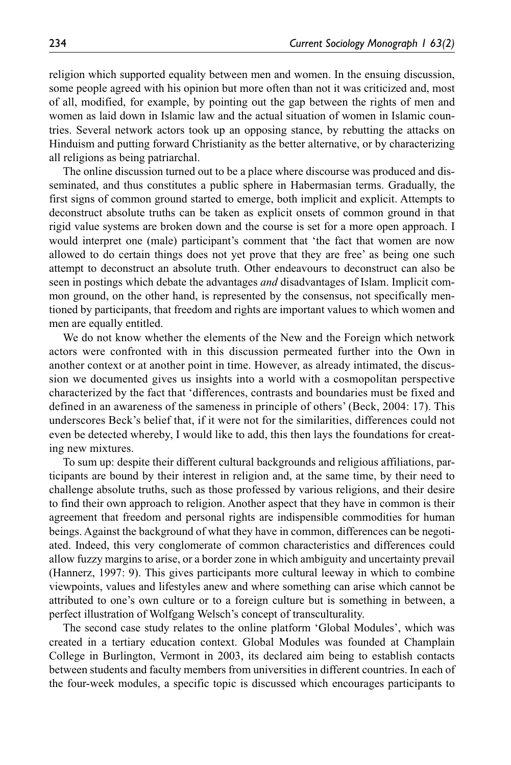religion which supported equality between men and women. In the ensuing discussion, some people agreed with his opinion but more often than not it was criticized and, most of all, modified, for example, by pointing out the gap between the rights of men and women as laid down in Islamic law and the actual situation of women in Islamic countries. Several network actors took up an opposing stance, by rebutting the attacks on Hinduism and putting forward Christianity as the better alternative, or by characterizing all religions as being patriarchal.

The online discussion turned out to be a place where discourse was produced and disseminated, and thus constitutes a public sphere in Habermasian terms. Gradually, the first signs of common ground started to emerge, both implicit and explicit. Attempts to deconstruct absolute truths can be taken as explicit onsets of common ground in that rigid value systems are broken down and the course is set for a more open approach. I would interpret one (male) participant's comment that 'the fact that women are now allowed to do certain things does not yet prove that they are free' as being one such attempt to deconstruct an absolute truth. Other endeavours to deconstruct can also be seen in postings which debate the advantages *and* disadvantages of Islam. Implicit common ground, on the other hand, is represented by the consensus, not specifically mentioned by participants, that freedom and rights are important values to which women and men are equally entitled.

We do not know whether the elements of the New and the Foreign which network actors were confronted with in this discussion permeated further into the Own in another context or at another point in time. However, as already intimated, the discussion we documented gives us insights into a world with a cosmopolitan perspective characterized by the fact that 'differences, contrasts and boundaries must be fixed and defined in an awareness of the sameness in principle of others' (Beck, 2004: 17). This underscores Beck's belief that, if it were not for the similarities, differences could not even be detected whereby, I would like to add, this then lays the foundations for creating new mixtures.

To sum up: despite their different cultural backgrounds and religious affiliations, participants are bound by their interest in religion and, at the same time, by their need to challenge absolute truths, such as those professed by various religions, and their desire to find their own approach to religion. Another aspect that they have in common is their agreement that freedom and personal rights are indispensible commodities for human beings. Against the background of what they have in common, differences can be negotiated. Indeed, this very conglomerate of common characteristics and differences could allow fuzzy margins to arise, or a border zone in which ambiguity and uncertainty prevail (Hannerz, 1997: 9). This gives participants more cultural leeway in which to combine viewpoints, values and lifestyles anew and where something can arise which cannot be attributed to one's own culture or to a foreign culture but is something in between, a perfect illustration of Wolfgang Welsch's concept of transculturality.

The second case study relates to the online platform 'Global Modules', which was created in a tertiary education context. Global Modules was founded at Champlain College in Burlington, Vermont in 2003, its declared aim being to establish contacts between students and faculty members from universities in different countries. In each of the four-week modules, a specific topic is discussed which encourages participants to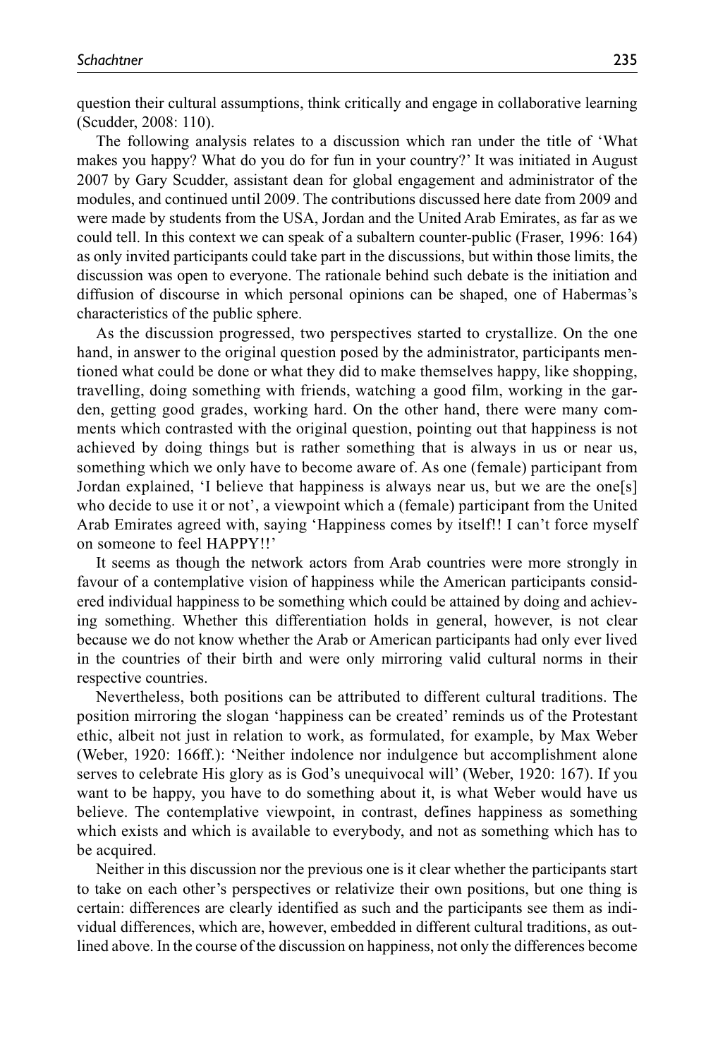question their cultural assumptions, think critically and engage in collaborative learning (Scudder, 2008: 110).

The following analysis relates to a discussion which ran under the title of 'What makes you happy? What do you do for fun in your country?' It was initiated in August 2007 by Gary Scudder, assistant dean for global engagement and administrator of the modules, and continued until 2009. The contributions discussed here date from 2009 and were made by students from the USA, Jordan and the United Arab Emirates, as far as we could tell. In this context we can speak of a subaltern counter-public (Fraser, 1996: 164) as only invited participants could take part in the discussions, but within those limits, the discussion was open to everyone. The rationale behind such debate is the initiation and diffusion of discourse in which personal opinions can be shaped, one of Habermas's characteristics of the public sphere.

As the discussion progressed, two perspectives started to crystallize. On the one hand, in answer to the original question posed by the administrator, participants mentioned what could be done or what they did to make themselves happy, like shopping, travelling, doing something with friends, watching a good film, working in the garden, getting good grades, working hard. On the other hand, there were many comments which contrasted with the original question, pointing out that happiness is not achieved by doing things but is rather something that is always in us or near us, something which we only have to become aware of. As one (female) participant from Jordan explained, 'I believe that happiness is always near us, but we are the one[s] who decide to use it or not', a viewpoint which a (female) participant from the United Arab Emirates agreed with, saying 'Happiness comes by itself!! I can't force myself on someone to feel HAPPY!!'

It seems as though the network actors from Arab countries were more strongly in favour of a contemplative vision of happiness while the American participants considered individual happiness to be something which could be attained by doing and achieving something. Whether this differentiation holds in general, however, is not clear because we do not know whether the Arab or American participants had only ever lived in the countries of their birth and were only mirroring valid cultural norms in their respective countries.

Nevertheless, both positions can be attributed to different cultural traditions. The position mirroring the slogan 'happiness can be created' reminds us of the Protestant ethic, albeit not just in relation to work, as formulated, for example, by Max Weber (Weber, 1920: 166ff.): 'Neither indolence nor indulgence but accomplishment alone serves to celebrate His glory as is God's unequivocal will' (Weber, 1920: 167). If you want to be happy, you have to do something about it, is what Weber would have us believe. The contemplative viewpoint, in contrast, defines happiness as something which exists and which is available to everybody, and not as something which has to be acquired.

Neither in this discussion nor the previous one is it clear whether the participants start to take on each other's perspectives or relativize their own positions, but one thing is certain: differences are clearly identified as such and the participants see them as individual differences, which are, however, embedded in different cultural traditions, as outlined above. In the course of the discussion on happiness, not only the differences become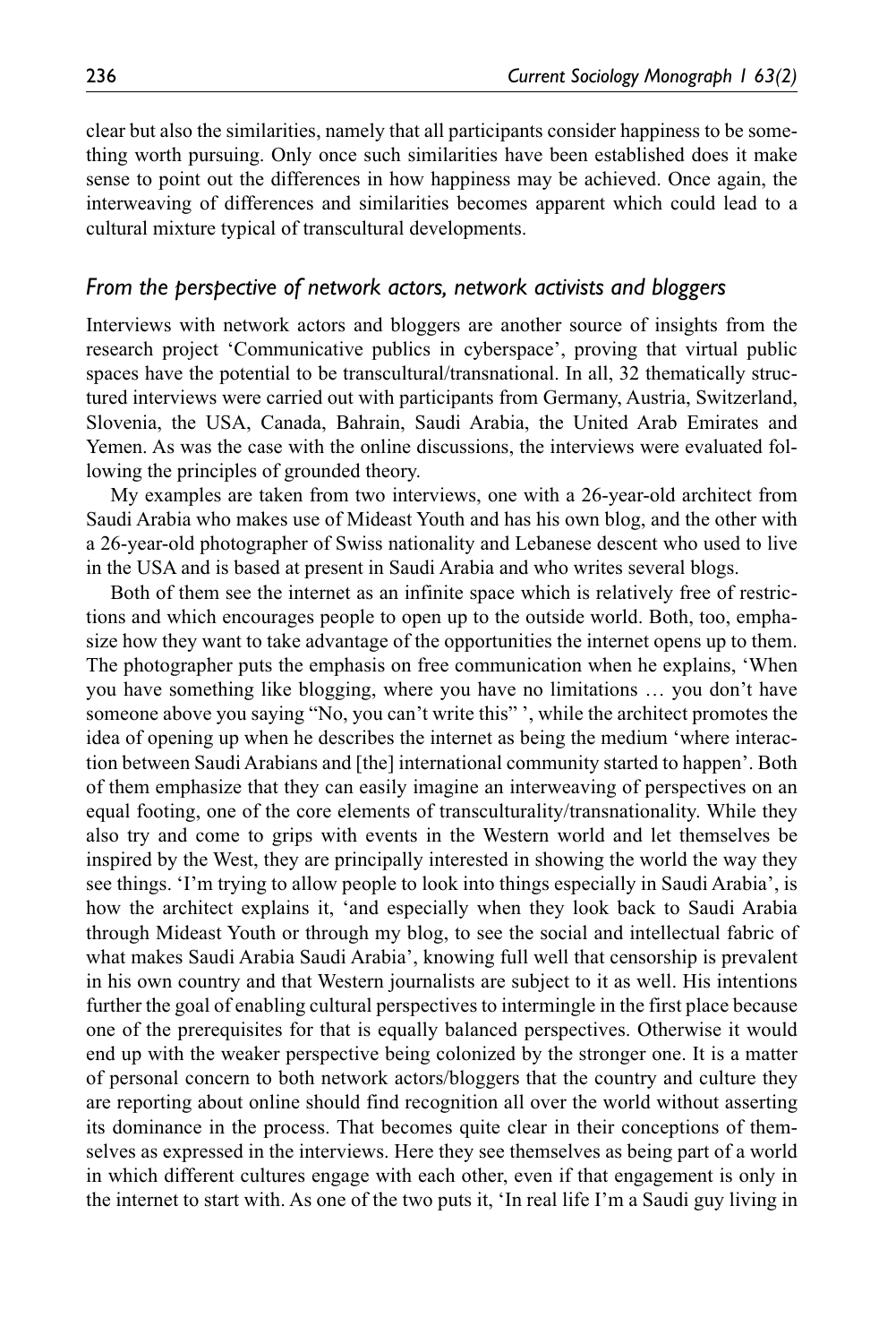clear but also the similarities, namely that all participants consider happiness to be something worth pursuing. Only once such similarities have been established does it make sense to point out the differences in how happiness may be achieved. Once again, the interweaving of differences and similarities becomes apparent which could lead to a cultural mixture typical of transcultural developments.

### *From the perspective of network actors, network activists and bloggers*

Interviews with network actors and bloggers are another source of insights from the research project 'Communicative publics in cyberspace', proving that virtual public spaces have the potential to be transcultural/transnational. In all, 32 thematically structured interviews were carried out with participants from Germany, Austria, Switzerland, Slovenia, the USA, Canada, Bahrain, Saudi Arabia, the United Arab Emirates and Yemen. As was the case with the online discussions, the interviews were evaluated following the principles of grounded theory.

My examples are taken from two interviews, one with a 26-year-old architect from Saudi Arabia who makes use of Mideast Youth and has his own blog, and the other with a 26-year-old photographer of Swiss nationality and Lebanese descent who used to live in the USA and is based at present in Saudi Arabia and who writes several blogs.

Both of them see the internet as an infinite space which is relatively free of restrictions and which encourages people to open up to the outside world. Both, too, emphasize how they want to take advantage of the opportunities the internet opens up to them. The photographer puts the emphasis on free communication when he explains, 'When you have something like blogging, where you have no limitations … you don't have someone above you saying "No, you can't write this" ', while the architect promotes the idea of opening up when he describes the internet as being the medium 'where interaction between Saudi Arabians and [the] international community started to happen'. Both of them emphasize that they can easily imagine an interweaving of perspectives on an equal footing, one of the core elements of transculturality/transnationality. While they also try and come to grips with events in the Western world and let themselves be inspired by the West, they are principally interested in showing the world the way they see things. 'I'm trying to allow people to look into things especially in Saudi Arabia', is how the architect explains it, 'and especially when they look back to Saudi Arabia through Mideast Youth or through my blog, to see the social and intellectual fabric of what makes Saudi Arabia Saudi Arabia', knowing full well that censorship is prevalent in his own country and that Western journalists are subject to it as well. His intentions further the goal of enabling cultural perspectives to intermingle in the first place because one of the prerequisites for that is equally balanced perspectives. Otherwise it would end up with the weaker perspective being colonized by the stronger one. It is a matter of personal concern to both network actors/bloggers that the country and culture they are reporting about online should find recognition all over the world without asserting its dominance in the process. That becomes quite clear in their conceptions of themselves as expressed in the interviews. Here they see themselves as being part of a world in which different cultures engage with each other, even if that engagement is only in the internet to start with. As one of the two puts it, 'In real life I'm a Saudi guy living in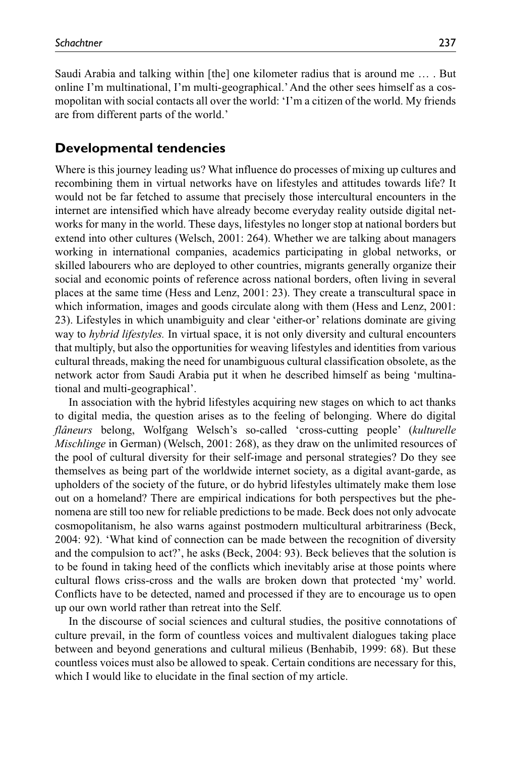Saudi Arabia and talking within [the] one kilometer radius that is around me … . But online I'm multinational, I'm multi-geographical.' And the other sees himself as a cosmopolitan with social contacts all over the world: 'I'm a citizen of the world. My friends are from different parts of the world.'

## Developmental tendencies

Where is this journey leading us? What influence do processes of mixing up cultures and recombining them in virtual networks have on lifestyles and attitudes towards life? It would not be far fetched to assume that precisely those intercultural encounters in the internet are intensified which have already become everyday reality outside digital networks for many in the world. These days, lifestyles no longer stop at national borders but extend into other cultures (Welsch, 2001: 264). Whether we are talking about managers working in international companies, academics participating in global networks, or skilled labourers who are deployed to other countries, migrants generally organize their social and economic points of reference across national borders, often living in several places at the same time (Hess and Lenz, 2001: 23). They create a transcultural space in which information, images and goods circulate along with them (Hess and Lenz, 2001: 23). Lifestyles in which unambiguity and clear 'either-or' relations dominate are giving way to *hybrid lifestyles.* In virtual space, it is not only diversity and cultural encounters that multiply, but also the opportunities for weaving lifestyles and identities from various cultural threads, making the need for unambiguous cultural classification obsolete, as the network actor from Saudi Arabia put it when he described himself as being 'multinational and multi-geographical'.

In association with the hybrid lifestyles acquiring new stages on which to act thanks to digital media, the question arises as to the feeling of belonging. Where do digital *flâneurs* belong, Wolfgang Welsch's so-called 'cross-cutting people' (*kulturelle Mischlinge* in German) (Welsch, 2001: 268), as they draw on the unlimited resources of the pool of cultural diversity for their self-image and personal strategies? Do they see themselves as being part of the worldwide internet society, as a digital avant-garde, as upholders of the society of the future, or do hybrid lifestyles ultimately make them lose out on a homeland? There are empirical indications for both perspectives but the phenomena are still too new for reliable predictions to be made. Beck does not only advocate cosmopolitanism, he also warns against postmodern multicultural arbitrariness (Beck, 2004: 92). 'What kind of connection can be made between the recognition of diversity and the compulsion to act?', he asks (Beck, 2004: 93). Beck believes that the solution is to be found in taking heed of the conflicts which inevitably arise at those points where cultural flows criss-cross and the walls are broken down that protected 'my' world. Conflicts have to be detected, named and processed if they are to encourage us to open up our own world rather than retreat into the Self.

In the discourse of social sciences and cultural studies, the positive connotations of culture prevail, in the form of countless voices and multivalent dialogues taking place between and beyond generations and cultural milieus (Benhabib, 1999: 68). But these countless voices must also be allowed to speak. Certain conditions are necessary for this, which I would like to elucidate in the final section of my article.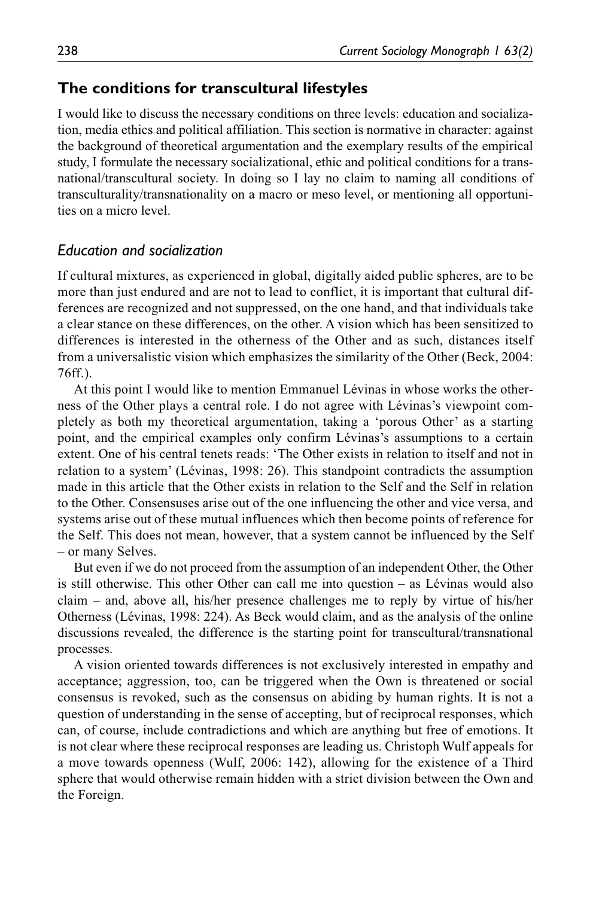## The conditions for transcultural lifestyles

I would like to discuss the necessary conditions on three levels: education and socialization, media ethics and political affiliation. This section is normative in character: against the background of theoretical argumentation and the exemplary results of the empirical study, I formulate the necessary socializational, ethic and political conditions for a transnational/transcultural society. In doing so I lay no claim to naming all conditions of transculturality/transnationality on a macro or meso level, or mentioning all opportunities on a micro level.

### *Education and socialization*

If cultural mixtures, as experienced in global, digitally aided public spheres, are to be more than just endured and are not to lead to conflict, it is important that cultural differences are recognized and not suppressed, on the one hand, and that individuals take a clear stance on these differences, on the other. A vision which has been sensitized to differences is interested in the otherness of the Other and as such, distances itself from a universalistic vision which emphasizes the similarity of the Other (Beck, 2004: 76ff.).

At this point I would like to mention Emmanuel Lévinas in whose works the otherness of the Other plays a central role. I do not agree with Lévinas's viewpoint completely as both my theoretical argumentation, taking a 'porous Other' as a starting point, and the empirical examples only confirm Lévinas's assumptions to a certain extent. One of his central tenets reads: 'The Other exists in relation to itself and not in relation to a system' (Lévinas, 1998: 26). This standpoint contradicts the assumption made in this article that the Other exists in relation to the Self and the Self in relation to the Other. Consensuses arise out of the one influencing the other and vice versa, and systems arise out of these mutual influences which then become points of reference for the Self. This does not mean, however, that a system cannot be influenced by the Self – or many Selves.

But even if we do not proceed from the assumption of an independent Other, the Other is still otherwise. This other Other can call me into question – as Lévinas would also claim – and, above all, his/her presence challenges me to reply by virtue of his/her Otherness (Lévinas, 1998: 224). As Beck would claim, and as the analysis of the online discussions revealed, the difference is the starting point for transcultural/transnational processes.

A vision oriented towards differences is not exclusively interested in empathy and acceptance; aggression, too, can be triggered when the Own is threatened or social consensus is revoked, such as the consensus on abiding by human rights. It is not a question of understanding in the sense of accepting, but of reciprocal responses, which can, of course, include contradictions and which are anything but free of emotions. It is not clear where these reciprocal responses are leading us. Christoph Wulf appeals for a move towards openness (Wulf, 2006: 142), allowing for the existence of a Third sphere that would otherwise remain hidden with a strict division between the Own and the Foreign.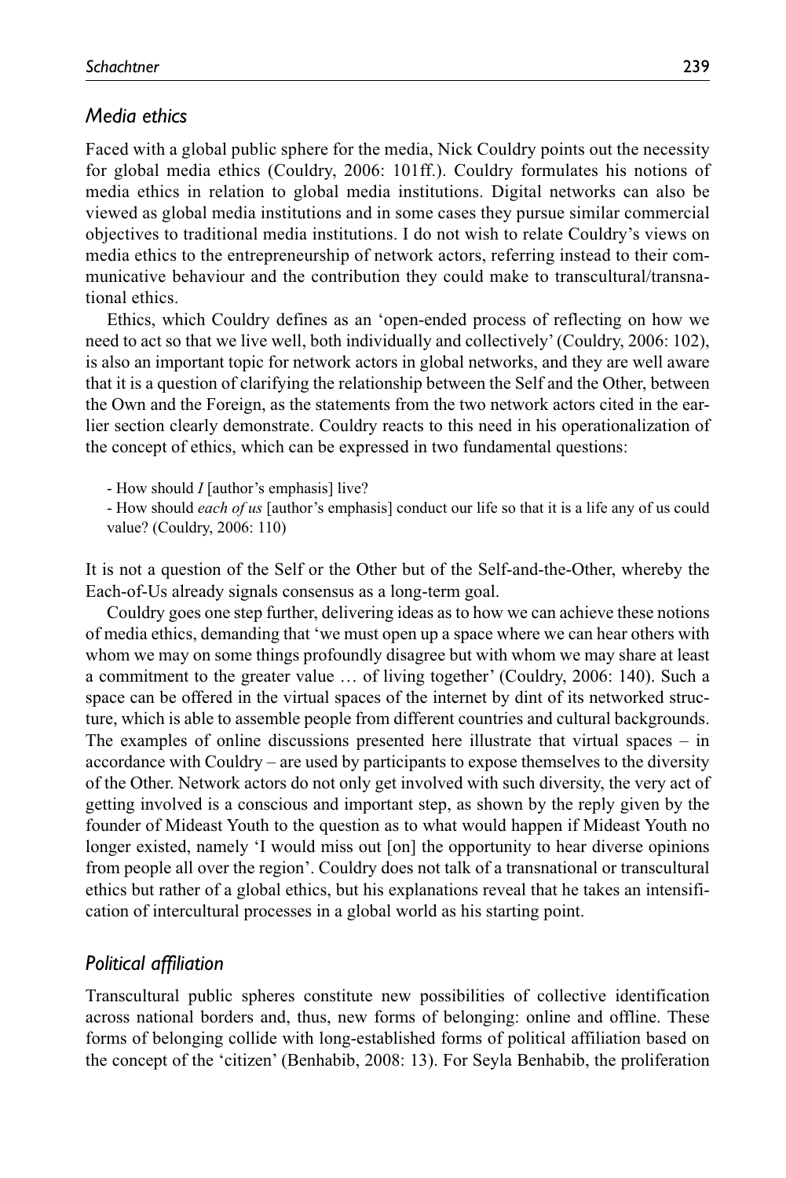### *Media ethics*

Faced with a global public sphere for the media, Nick Couldry points out the necessity for global media ethics (Couldry, 2006: 101ff.). Couldry formulates his notions of media ethics in relation to global media institutions. Digital networks can also be viewed as global media institutions and in some cases they pursue similar commercial objectives to traditional media institutions. I do not wish to relate Couldry's views on media ethics to the entrepreneurship of network actors, referring instead to their communicative behaviour and the contribution they could make to transcultural/transnational ethics.

Ethics, which Couldry defines as an 'open-ended process of reflecting on how we need to act so that we live well, both individually and collectively' (Couldry, 2006: 102), is also an important topic for network actors in global networks, and they are well aware that it is a question of clarifying the relationship between the Self and the Other, between the Own and the Foreign, as the statements from the two network actors cited in the earlier section clearly demonstrate. Couldry reacts to this need in his operationalization of the concept of ethics, which can be expressed in two fundamental questions:

> - How should *I* [author's emphasis] live?
> - How should *each of us* [author's emphasis] conduct our life so that it is a life any of us could value? (Couldry, 2006: 110)

It is not a question of the Self or the Other but of the Self-and-the-Other, whereby the Each-of-Us already signals consensus as a long-term goal.

Couldry goes one step further, delivering ideas as to how we can achieve these notions of media ethics, demanding that 'we must open up a space where we can hear others with whom we may on some things profoundly disagree but with whom we may share at least a commitment to the greater value … of living together' (Couldry, 2006: 140). Such a space can be offered in the virtual spaces of the internet by dint of its networked structure, which is able to assemble people from different countries and cultural backgrounds. The examples of online discussions presented here illustrate that virtual spaces – in accordance with Couldry – are used by participants to expose themselves to the diversity of the Other. Network actors do not only get involved with such diversity, the very act of getting involved is a conscious and important step, as shown by the reply given by the founder of Mideast Youth to the question as to what would happen if Mideast Youth no longer existed, namely 'I would miss out [on] the opportunity to hear diverse opinions from people all over the region'. Couldry does not talk of a transnational or transcultural ethics but rather of a global ethics, but his explanations reveal that he takes an intensification of intercultural processes in a global world as his starting point.

### *Political affiliation*

Transcultural public spheres constitute new possibilities of collective identification across national borders and, thus, new forms of belonging: online and offline. These forms of belonging collide with long-established forms of political affiliation based on the concept of the 'citizen' (Benhabib, 2008: 13). For Seyla Benhabib, the proliferation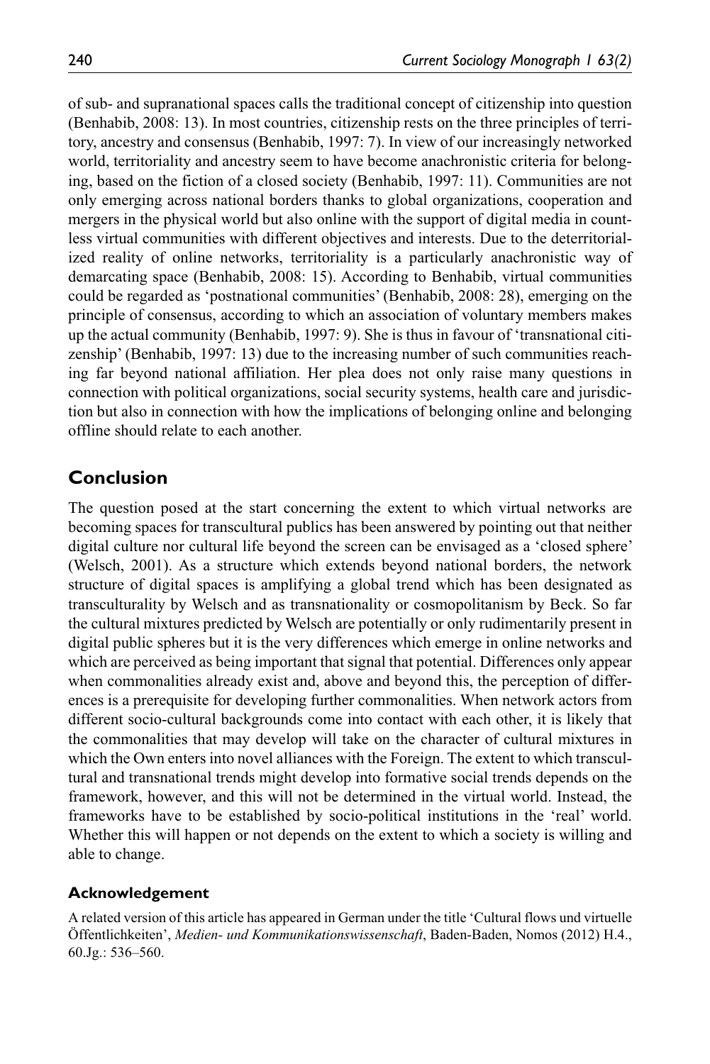of sub- and supranational spaces calls the traditional concept of citizenship into question (Benhabib, 2008: 13). In most countries, citizenship rests on the three principles of territory, ancestry and consensus (Benhabib, 1997: 7). In view of our increasingly networked world, territoriality and ancestry seem to have become anachronistic criteria for belonging, based on the fiction of a closed society (Benhabib, 1997: 11). Communities are not only emerging across national borders thanks to global organizations, cooperation and mergers in the physical world but also online with the support of digital media in countless virtual communities with different objectives and interests. Due to the deterritorialized reality of online networks, territoriality is a particularly anachronistic way of demarcating space (Benhabib, 2008: 15). According to Benhabib, virtual communities could be regarded as 'postnational communities' (Benhabib, 2008: 28), emerging on the principle of consensus, according to which an association of voluntary members makes up the actual community (Benhabib, 1997: 9). She is thus in favour of 'transnational citizenship' (Benhabib, 1997: 13) due to the increasing number of such communities reaching far beyond national affiliation. Her plea does not only raise many questions in connection with political organizations, social security systems, health care and jurisdiction but also in connection with how the implications of belonging online and belonging offline should relate to each another.

## Conclusion

The question posed at the start concerning the extent to which virtual networks are becoming spaces for transcultural publics has been answered by pointing out that neither digital culture nor cultural life beyond the screen can be envisaged as a 'closed sphere' (Welsch, 2001). As a structure which extends beyond national borders, the network structure of digital spaces is amplifying a global trend which has been designated as transculturality by Welsch and as transnationality or cosmopolitanism by Beck. So far the cultural mixtures predicted by Welsch are potentially or only rudimentarily present in digital public spheres but it is the very differences which emerge in online networks and which are perceived as being important that signal that potential. Differences only appear when commonalities already exist and, above and beyond this, the perception of differences is a prerequisite for developing further commonalities. When network actors from different socio-cultural backgrounds come into contact with each other, it is likely that the commonalities that may develop will take on the character of cultural mixtures in which the Own enters into novel alliances with the Foreign. The extent to which transcultural and transnational trends might develop into formative social trends depends on the framework, however, and this will not be determined in the virtual world. Instead, the frameworks have to be established by socio-political institutions in the 'real' world. Whether this will happen or not depends on the extent to which a society is willing and able to change.

### Acknowledgement

A related version of this article has appeared in German under the title 'Cultural flows und virtuelle Öffentlichkeiten', *Medien- und Kommunikationswissenschaft*, Baden-Baden, Nomos (2012) H.4., 60.Jg.: 536–560.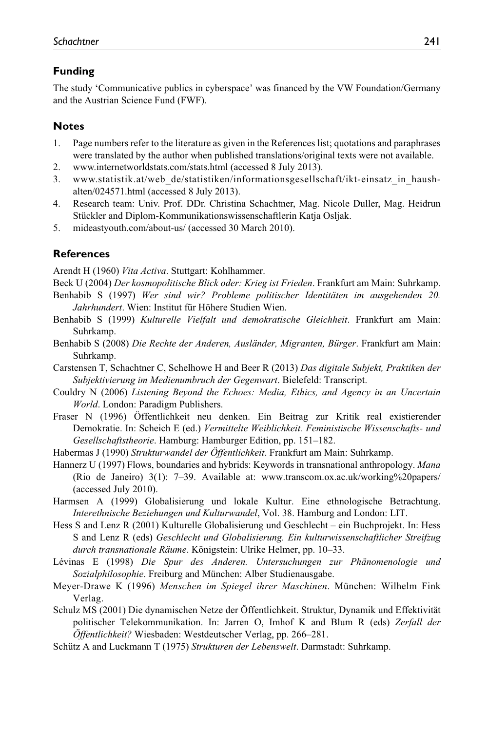## Funding

The study 'Communicative publics in cyberspace' was financed by the VW Foundation/Germany and the Austrian Science Fund (FWF).

## Notes

1. Page numbers refer to the literature as given in the References list; quotations and paraphrases were translated by the author when published translations/original texts were not available.
2. www.internetworldstats.com/stats.html (accessed 8 July 2013).
3. www.statistik.at/web_de/statistiken/informationsgesellschaft/ikt-einsatz_in_haushalten/024571.html (accessed 8 July 2013).
4. Research team: Univ. Prof. DDr. Christina Schachtner, Mag. Nicole Duller, Mag. Heidrun Stückler and Diplom-Kommunikationswissenschaftlerin Katja Osljak.
5. mideastyouth.com/about-us/ (accessed 30 March 2010).

## References

Arendt H (1960) *Vita Activa*. Stuttgart: Kohlhammer.

Beck U (2004) *Der kosmopolitische Blick oder: Krieg ist Frieden*. Frankfurt am Main: Suhrkamp.

Benhabib S (1997) *Wer sind wir? Probleme politischer Identitäten im ausgehenden 20. Jahrhundert*. Wien: Institut für Höhere Studien Wien.

Benhabib S (1999) *Kulturelle Vielfalt und demokratische Gleichheit*. Frankfurt am Main: Suhrkamp.

Benhabib S (2008) *Die Rechte der Anderen, Ausländer, Migranten, Bürger*. Frankfurt am Main: Suhrkamp.

Carstensen T, Schachtner C, Schelhowe H and Beer R (2013) *Das digitale Subjekt, Praktiken der Subjektivierung im Medienumbruch der Gegenwart*. Bielefeld: Transcript.

Couldry N (2006) *Listening Beyond the Echoes: Media, Ethics, and Agency in an Uncertain World*. London: Paradigm Publishers.

Fraser N (1996) Öffentlichkeit neu denken. Ein Beitrag zur Kritik real existierender Demokratie. In: Scheich E (ed.) *Vermittelte Weiblichkeit. Feministische Wissenschafts- und Gesellschaftstheorie*. Hamburg: Hamburger Edition, pp. 151–182.

Habermas J (1990) *Strukturwandel der Öffentlichkeit*. Frankfurt am Main: Suhrkamp.

Hannerz U (1997) Flows, boundaries and hybrids: Keywords in transnational anthropology. *Mana* (Rio de Janeiro) 3(1): 7–39. Available at: www.transcom.ox.ac.uk/working%20papers/ (accessed July 2010).

Harmsen A (1999) Globalisierung und lokale Kultur. Eine ethnologische Betrachtung. *Interethnische Beziehungen und Kulturwandel*, Vol. 38. Hamburg and London: LIT.

Hess S and Lenz R (2001) Kulturelle Globalisierung und Geschlecht – ein Buchprojekt. In: Hess S and Lenz R (eds) *Geschlecht und Globalisierung. Ein kulturwissenschaftlicher Streifzug durch transnationale Räume*. Königstein: Ulrike Helmer, pp. 10–33.

Lévinas E (1998) *Die Spur des Anderen. Untersuchungen zur Phänomenologie und Sozialphilosophie*. Freiburg and München: Alber Studienausgabe.

Meyer-Drawe K (1996) *Menschen im Spiegel ihrer Maschinen*. München: Wilhelm Fink Verlag.

Schulz MS (2001) Die dynamischen Netze der Öffentlichkeit. Struktur, Dynamik und Effektivität politischer Telekommunikation. In: Jarren O, Imhof K and Blum R (eds) *Zerfall der Öffentlichkeit?* Wiesbaden: Westdeutscher Verlag, pp. 266–281.

Schütz A and Luckmann T (1975) *Strukturen der Lebenswelt*. Darmstadt: Suhrkamp.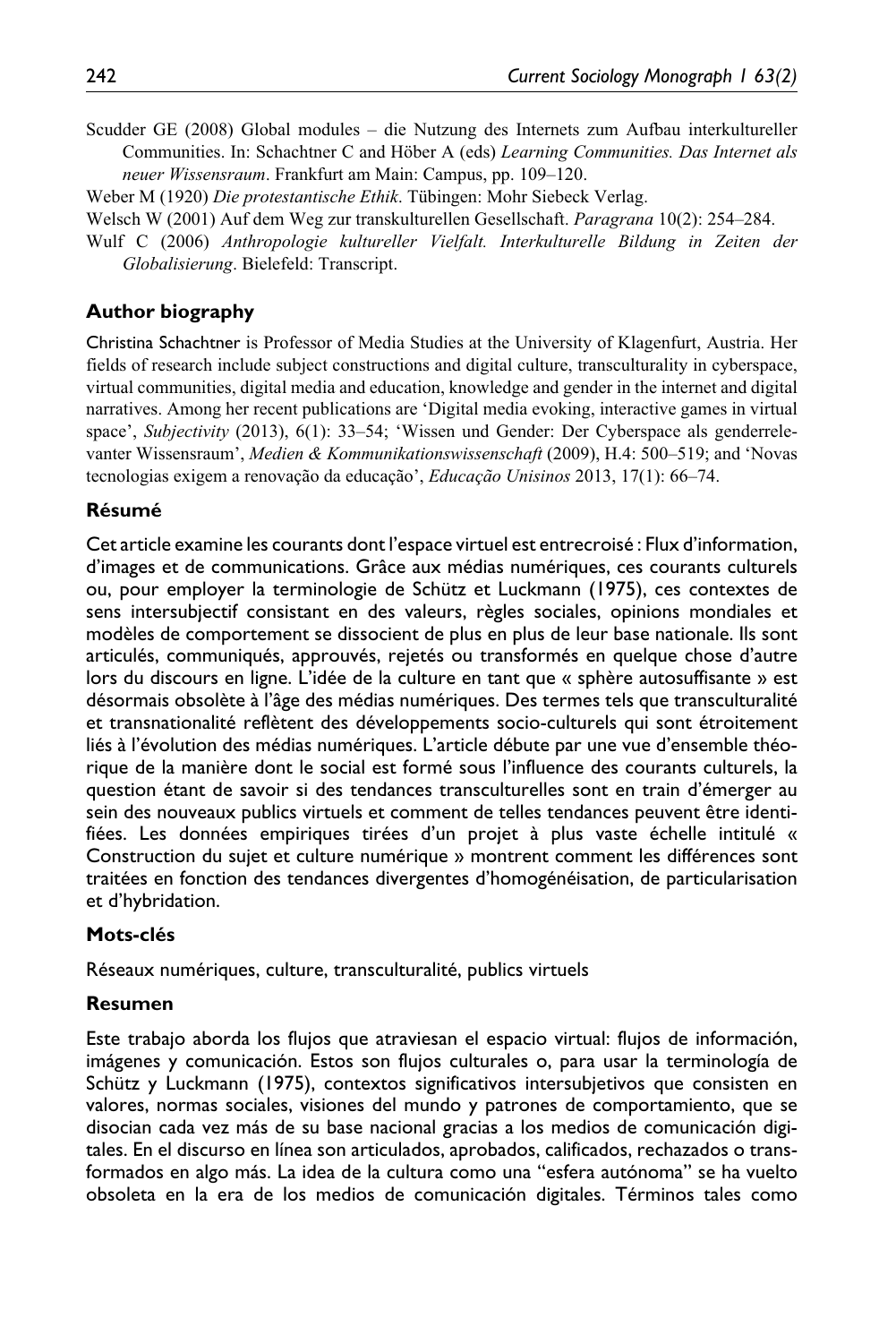Scudder GE (2008) Global modules – die Nutzung des Internets zum Aufbau interkultureller Communities. In: Schachtner C and Höber A (eds) *Learning Communities. Das Internet als neuer Wissensraum*. Frankfurt am Main: Campus, pp. 109–120.

Weber M (1920) *Die protestantische Ethik*. Tübingen: Mohr Siebeck Verlag.

Welsch W (2001) Auf dem Weg zur transkulturellen Gesellschaft. *Paragrana* 10(2): 254–284.

Wulf C (2006) *Anthropologie kultureller Vielfalt. Interkulturelle Bildung in Zeiten der Globalisierung*. Bielefeld: Transcript.

### Author biography

Christina Schachtner is Professor of Media Studies at the University of Klagenfurt, Austria. Her fields of research include subject constructions and digital culture, transculturality in cyberspace, virtual communities, digital media and education, knowledge and gender in the internet and digital narratives. Among her recent publications are 'Digital media evoking, interactive games in virtual space', *Subjectivity* (2013), 6(1): 33–54; 'Wissen und Gender: Der Cyberspace als genderrelevanter Wissensraum', *Medien & Kommunikationswissenschaft* (2009), H.4: 500–519; and 'Novas tecnologias exigem a renovação da educação', *Educação Unisinos* 2013, 17(1): 66–74.

### Résumé

Cet article examine les courants dont l'espace virtuel est entrecroisé : Flux d'information, d'images et de communications. Grâce aux médias numériques, ces courants culturels ou, pour employer la terminologie de Schütz et Luckmann (1975), ces contextes de sens intersubjectif consistant en des valeurs, règles sociales, opinions mondiales et modèles de comportement se dissocient de plus en plus de leur base nationale. Ils sont articulés, communiqués, approuvés, rejetés ou transformés en quelque chose d'autre lors du discours en ligne. L'idée de la culture en tant que « sphère autosuffisante » est désormais obsolète à l'âge des médias numériques. Des termes tels que transculturalité et transnationalité reflètent des développements socio-culturels qui sont étroitement liés à l'évolution des médias numériques. L'article débute par une vue d'ensemble théorique de la manière dont le social est formé sous l'influence des courants culturels, la question étant de savoir si des tendances transculturelles sont en train d'émerger au sein des nouveaux publics virtuels et comment de telles tendances peuvent être identifiées. Les données empiriques tirées d'un projet à plus vaste échelle intitulé « Construction du sujet et culture numérique » montrent comment les différences sont traitées en fonction des tendances divergentes d'homogénéisation, de particularisation et d'hybridation.

### Mots-clés

Réseaux numériques, culture, transculturalité, publics virtuels

### Resumen

Este trabajo aborda los flujos que atraviesan el espacio virtual: flujos de información, imágenes y comunicación. Estos son flujos culturales o, para usar la terminología de Schütz y Luckmann (1975), contextos significativos intersubjetivos que consisten en valores, normas sociales, visiones del mundo y patrones de comportamiento, que se disocian cada vez más de su base nacional gracias a los medios de comunicación digitales. En el discurso en línea son articulados, aprobados, calificados, rechazados o transformados en algo más. La idea de la cultura como una "esfera autónoma" se ha vuelto obsoleta en la era de los medios de comunicación digitales. Términos tales como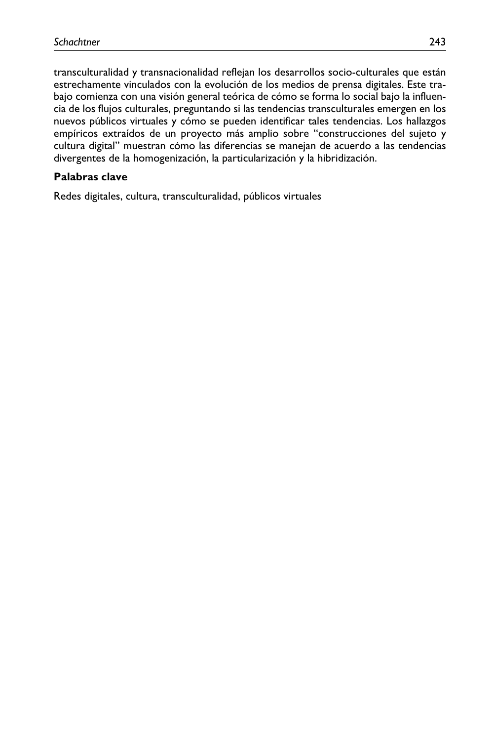transculturalidad y transnacionalidad reflejan los desarrollos socio-culturales que están estrechamente vinculados con la evolución de los medios de prensa digitales. Este trabajo comienza con una visión general teórica de cómo se forma lo social bajo la influencia de los flujos culturales, preguntando si las tendencias transculturales emergen en los nuevos públicos virtuales y cómo se pueden identificar tales tendencias. Los hallazgos empíricos extraídos de un proyecto más amplio sobre "construcciones del sujeto y cultura digital" muestran cómo las diferencias se manejan de acuerdo a las tendencias divergentes de la homogenización, la particularización y la hibridización.

**Palabras clave**

Redes digitales, cultura, transculturalidad, públicos virtuales